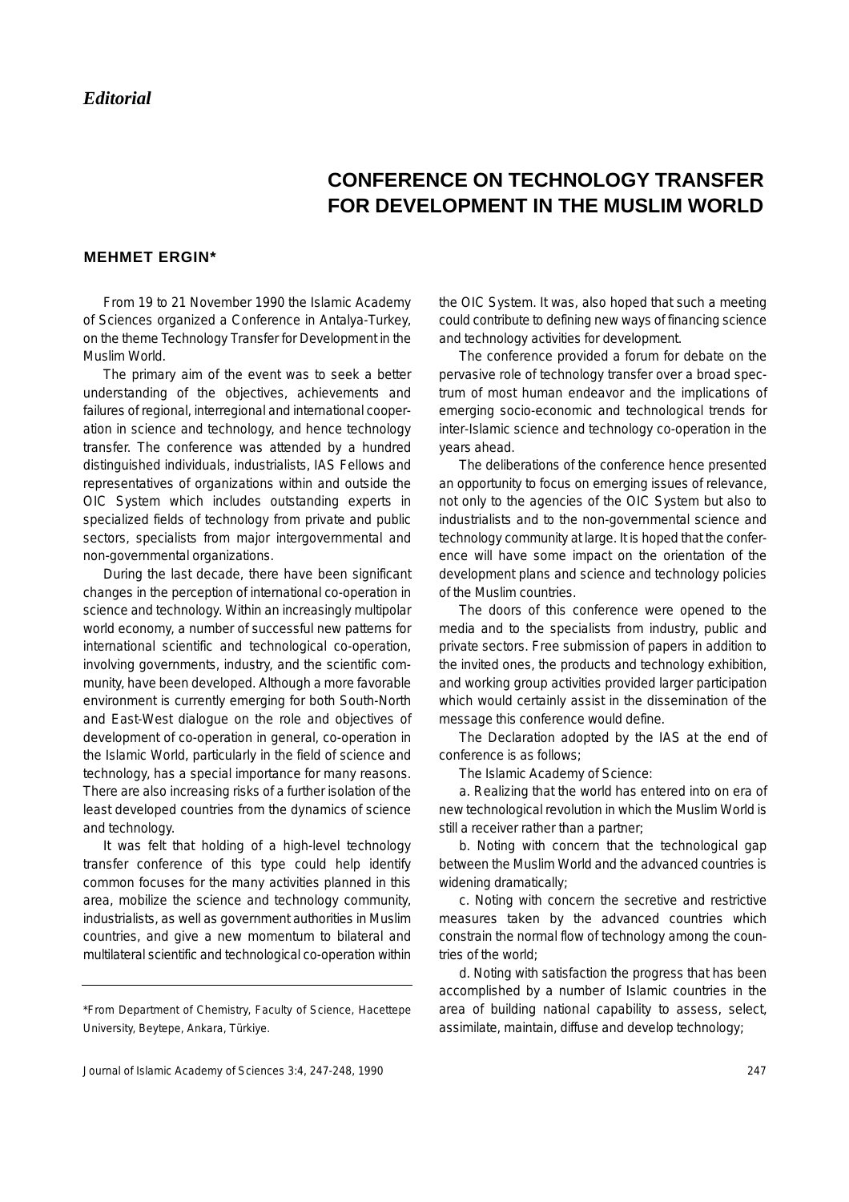*Editorial*

# CONFERENCE ON TECHNOLOGY TRANSFER FOR DEVELOPMENT IN THE MUSLIM WORLD

**MEHMET ERGIN***

From 19 to 21 November 1990 the Islamic Academy of Sciences organized a Conference in Antalya-Turkey, on the theme Technology Transfer for Development in the Muslim World.

The primary aim of the event was to seek a better understanding of the objectives, achievements and failures of regional, interregional and international cooperation in science and technology, and hence technology transfer. The conference was attended by a hundred distinguished individuals, industrialists, IAS Fellows and representatives of organizations within and outside the OIC System which includes outstanding experts in specialized fields of technology from private and public sectors, specialists from major intergovernmental and non-governmental organizations.

During the last decade, there have been significant changes in the perception of international co-operation in science and technology. Within an increasingly multipolar world economy, a number of successful new patterns for international scientific and technological co-operation, involving governments, industry, and the scientific community, have been developed. Although a more favorable environment is currently emerging for both South-North and East-West dialogue on the role and objectives of development of co-operation in general, co-operation in the Islamic World, particularly in the field of science and technology, has a special importance for many reasons. There are also increasing risks of a further isolation of the least developed countries from the dynamics of science and technology.

It was felt that holding of a high-level technology transfer conference of this type could help identify common focuses for the many activities planned in this area, mobilize the science and technology community, industrialists, as well as government authorities in Muslim countries, and give a new momentum to bilateral and multilateral scientific and technological co-operation within the OIC System. It was, also hoped that such a meeting could contribute to defining new ways of financing science and technology activities for development.

The conference provided a forum for debate on the pervasive role of technology transfer over a broad spectrum of most human endeavor and the implications of emerging socio-economic and technological trends for inter-Islamic science and technology co-operation in the years ahead.

The deliberations of the conference hence presented an opportunity to focus on emerging issues of relevance, not only to the agencies of the OIC System but also to industrialists and to the non-governmental science and technology community at large. It is hoped that the conference will have some impact on the orientation of the development plans and science and technology policies of the Muslim countries.

The doors of this conference were opened to the media and to the specialists from industry, public and private sectors. Free submission of papers in addition to the invited ones, the products and technology exhibition, and working group activities provided larger participation which would certainly assist in the dissemination of the message this conference would define.

The Declaration adopted by the IAS at the end of conference is as follows;

The Islamic Academy of Science:

a. Realizing that the world has entered into on era of new technological revolution in which the Muslim World is still a receiver rather than a partner;

b. Noting with concern that the technological gap between the Muslim World and the advanced countries is widening dramatically;

c. Noting with concern the secretive and restrictive measures taken by the advanced countries which constrain the normal flow of technology among the countries of the world;

d. Noting with satisfaction the progress that has been accomplished by a number of Islamic countries in the area of building national capability to assess, select, assimilate, maintain, diffuse and develop technology;

*From Department of Chemistry, Faculty of Science, Hacettepe University, Beytepe, Ankara, Türkiye.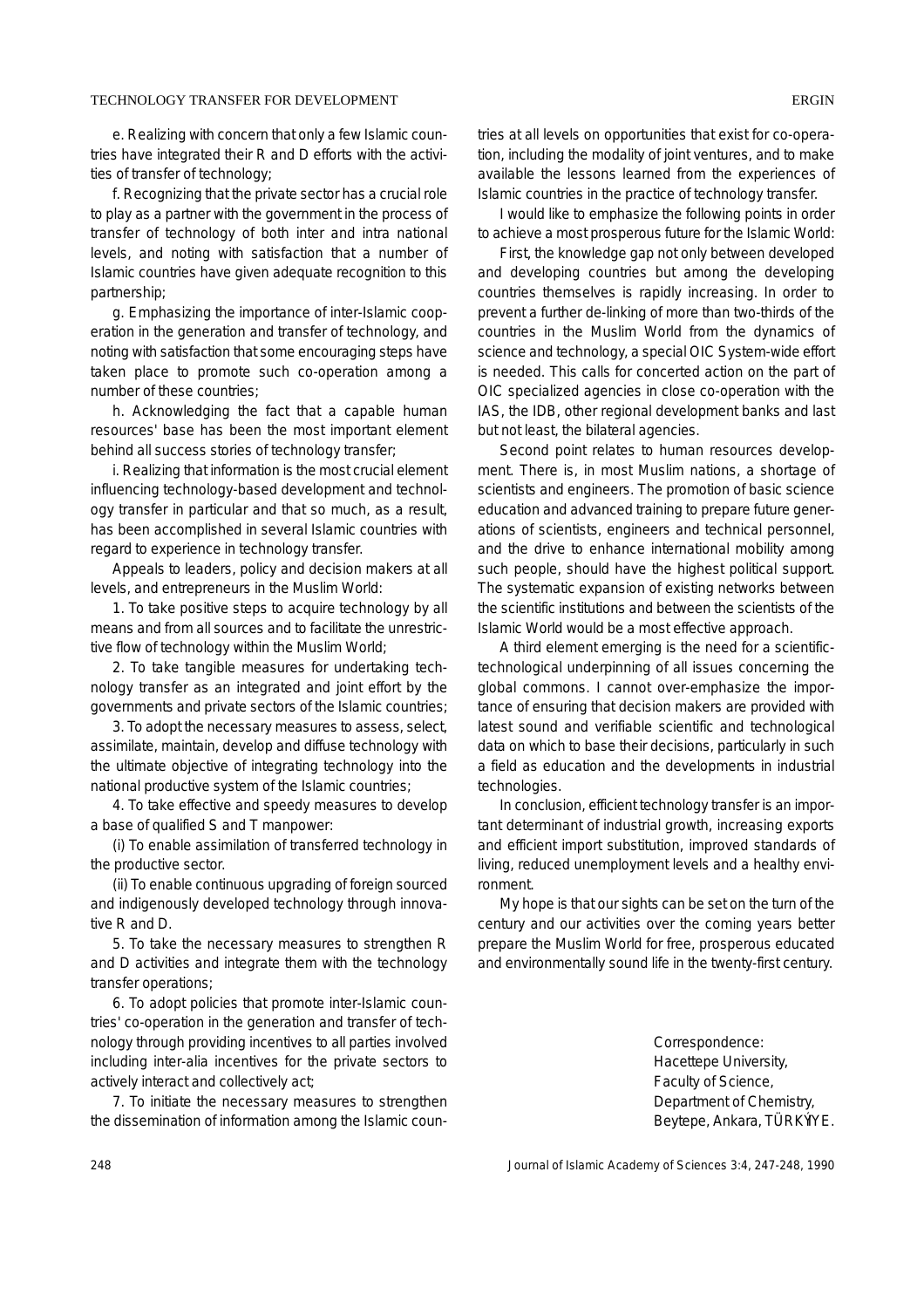e. Realizing with concern that only a few Islamic countries have integrated their R and D efforts with the activities of transfer of technology;

f. Recognizing that the private sector has a crucial role to play as a partner with the government in the process of transfer of technology of both inter and intra national levels, and noting with satisfaction that a number of Islamic countries have given adequate recognition to this partnership;

g. Emphasizing the importance of inter-Islamic cooperation in the generation and transfer of technology, and noting with satisfaction that some encouraging steps have taken place to promote such co-operation among a number of these countries;

h. Acknowledging the fact that a capable human resources' base has been the most important element behind all success stories of technology transfer;

i. Realizing that information is the most crucial element influencing technology-based development and technology transfer in particular and that so much, as a result, has been accomplished in several Islamic countries with regard to experience in technology transfer.

Appeals to leaders, policy and decision makers at all levels, and entrepreneurs in the Muslim World:

1. To take positive steps to acquire technology by all means and from all sources and to facilitate the unrestrictive flow of technology within the Muslim World;

2. To take tangible measures for undertaking technology transfer as an integrated and joint effort by the governments and private sectors of the Islamic countries;

3. To adopt the necessary measures to assess, select, assimilate, maintain, develop and diffuse technology with the ultimate objective of integrating technology into the national productive system of the Islamic countries;

4. To take effective and speedy measures to develop a base of qualified S and T manpower:

(i) To enable assimilation of transferred technology in the productive sector.

(ii) To enable continuous upgrading of foreign sourced and indigenously developed technology through innovative R and D.

5. To take the necessary measures to strengthen R and D activities and integrate them with the technology transfer operations;

6. To adopt policies that promote inter-Islamic countries' co-operation in the generation and transfer of technology through providing incentives to all parties involved including inter-alia incentives for the private sectors to actively interact and collectively act;

7. To initiate the necessary measures to strengthen the dissemination of information among the Islamic countries at all levels on opportunities that exist for co-operation, including the modality of joint ventures, and to make available the lessons learned from the experiences of Islamic countries in the practice of technology transfer.

I would like to emphasize the following points in order to achieve a most prosperous future for the Islamic World:

First, the knowledge gap not only between developed and developing countries but among the developing countries themselves is rapidly increasing. In order to prevent a further de-linking of more than two-thirds of the countries in the Muslim World from the dynamics of science and technology, a special OIC System-wide effort is needed. This calls for concerted action on the part of OIC specialized agencies in close co-operation with the IAS, the IDB, other regional development banks and last but not least, the bilateral agencies.

Second point relates to human resources development. There is, in most Muslim nations, a shortage of scientists and engineers. The promotion of basic science education and advanced training to prepare future generations of scientists, engineers and technical personnel, and the drive to enhance international mobility among such people, should have the highest political support. The systematic expansion of existing networks between the scientific institutions and between the scientists of the Islamic World would be a most effective approach.

A third element emerging is the need for a scientific-technological underpinning of all issues concerning the global commons. I cannot over-emphasize the importance of ensuring that decision makers are provided with latest sound and verifiable scientific and technological data on which to base their decisions, particularly in such a field as education and the developments in industrial technologies.

In conclusion, efficient technology transfer is an important determinant of industrial growth, increasing exports and efficient import substitution, improved standards of living, reduced unemployment levels and a healthy environment.

My hope is that our sights can be set on the turn of the century and our activities over the coming years better prepare the Muslim World for free, prosperous educated and environmentally sound life in the twenty-first century.

Correspondence:
Hacettepe University,
Faculty of Science,
Department of Chemistry,
Beytepe, Ankara, TÜRKİYE.